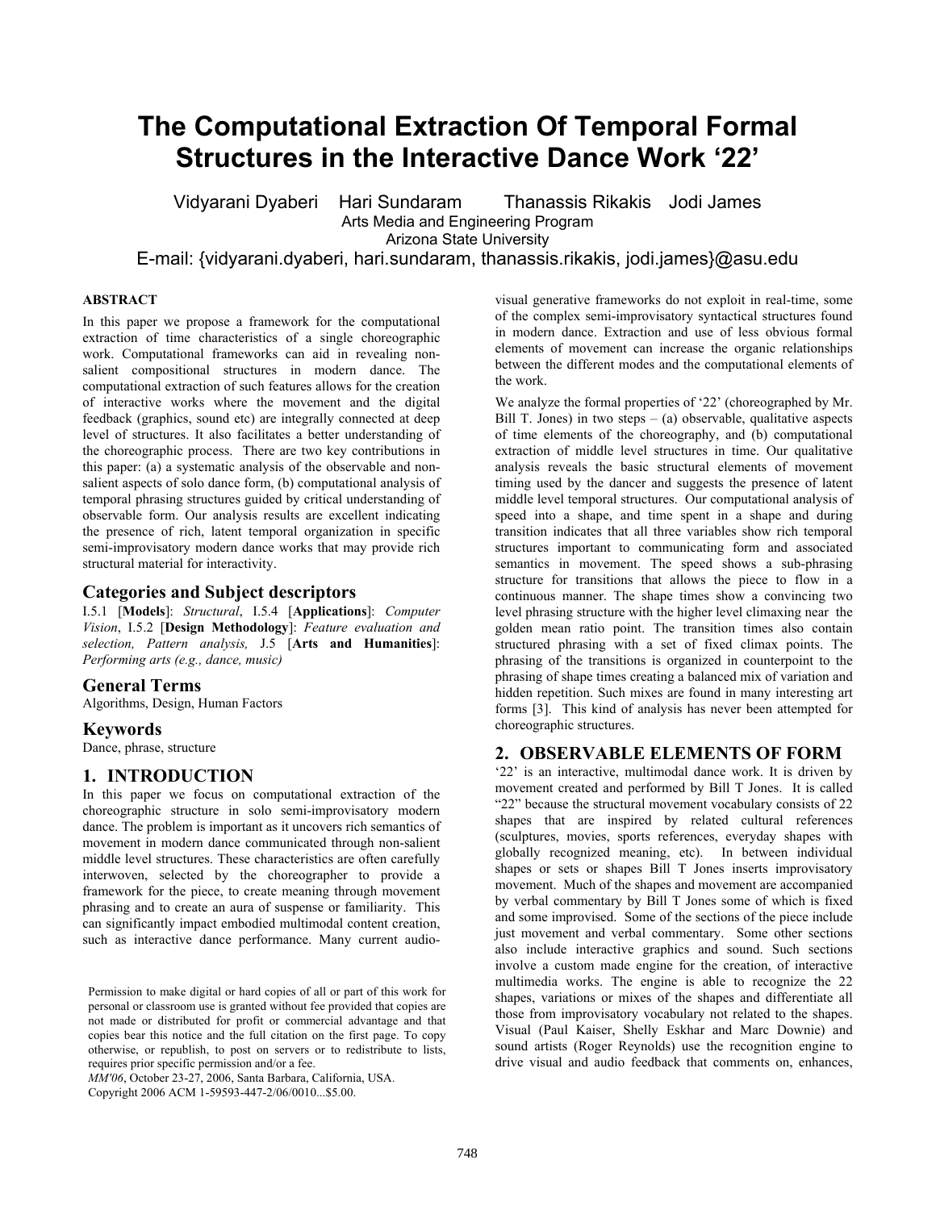# The Computational Extraction Of Temporal Formal Structures in the Interactive Dance Work '22'

Vidyarani Dyaberi Hari Sundaram Thanassis Rikakis Jodi James

Arts Media and Engineering Program

Arizona State University

E-mail: {vidyarani.dyaberi, hari.sundaram, thanassis.rikakis, jodi.james}@asu.edu

### ABSTRACT

In this paper we propose a framework for the computational extraction of time characteristics of a single choreographic work. Computational frameworks can aid in revealing non-salient compositional structures in modern dance. The computational extraction of such features allows for the creation of interactive works where the movement and the digital feedback (graphics, sound etc) are integrally connected at deep level of structures. It also facilitates a better understanding of the choreographic process. There are two key contributions in this paper: (a) a systematic analysis of the observable and non-salient aspects of solo dance form, (b) computational analysis of temporal phrasing structures guided by critical understanding of observable form. Our analysis results are excellent indicating the presence of rich, latent temporal organization in specific semi-improvisatory modern dance works that may provide rich structural material for interactivity.

## Categories and Subject descriptors

I.5.1 [**Models**]: *Structural*, I.5.4 [**Applications**]: *Computer Vision*, I.5.2 [**Design Methodology**]: *Feature evaluation and selection, Pattern analysis,* J.5 [**Arts and Humanities**]: *Performing arts (e.g., dance, music)*

## General Terms

Algorithms, Design, Human Factors

## Keywords

Dance, phrase, structure

## 1. INTRODUCTION

In this paper we focus on computational extraction of the choreographic structure in solo semi-improvisatory modern dance. The problem is important as it uncovers rich semantics of movement in modern dance communicated through non-salient middle level structures. These characteristics are often carefully interwoven, selected by the choreographer to provide a framework for the piece, to create meaning through movement phrasing and to create an aura of suspense or familiarity. This can significantly impact embodied multimodal content creation, such as interactive dance performance. Many current audio-visual generative frameworks do not exploit in real-time, some of the complex semi-improvisatory syntactical structures found in modern dance. Extraction and use of less obvious formal elements of movement can increase the organic relationships between the different modes and the computational elements of the work.

Permission to make digital or hard copies of all or part of this work for personal or classroom use is granted without fee provided that copies are not made or distributed for profit or commercial advantage and that copies bear this notice and the full citation on the first page. To copy otherwise, or republish, to post on servers or to redistribute to lists, requires prior specific permission and/or a fee.

*MM'06*, October 23-27, 2006, Santa Barbara, California, USA.

Copyright 2006 ACM 1-59593-447-2/06/0010...$5.00.

We analyze the formal properties of '22' (choreographed by Mr. Bill T. Jones) in two steps – (a) observable, qualitative aspects of time elements of the choreography, and (b) computational extraction of middle level structures in time. Our qualitative analysis reveals the basic structural elements of movement timing used by the dancer and suggests the presence of latent middle level temporal structures. Our computational analysis of speed into a shape, and time spent in a shape and during transition indicates that all three variables show rich temporal structures important to communicating form and associated semantics in movement. The speed shows a sub-phrasing structure for transitions that allows the piece to flow in a continuous manner. The shape times show a convincing two level phrasing structure with the higher level climaxing near the golden mean ratio point. The transition times also contain structured phrasing with a set of fixed climax points. The phrasing of the transitions is organized in counterpoint to the phrasing of shape times creating a balanced mix of variation and hidden repetition. Such mixes are found in many interesting art forms [3]. This kind of analysis has never been attempted for choreographic structures.

## 2. OBSERVABLE ELEMENTS OF FORM

'22' is an interactive, multimodal dance work. It is driven by movement created and performed by Bill T Jones. It is called "22" because the structural movement vocabulary consists of 22 shapes that are inspired by related cultural references (sculptures, movies, sports references, everyday shapes with globally recognized meaning, etc). In between individual shapes or sets or shapes Bill T Jones inserts improvisatory movement. Much of the shapes and movement are accompanied by verbal commentary by Bill T Jones some of which is fixed and some improvised. Some of the sections of the piece include just movement and verbal commentary. Some other sections also include interactive graphics and sound. Such sections involve a custom made engine for the creation, of interactive multimedia works. The engine is able to recognize the 22 shapes, variations or mixes of the shapes and differentiate all those from improvisatory vocabulary not related to the shapes. Visual (Paul Kaiser, Shelly Eskhar and Marc Downie) and sound artists (Roger Reynolds) use the recognition engine to drive visual and audio feedback that comments on, enhances,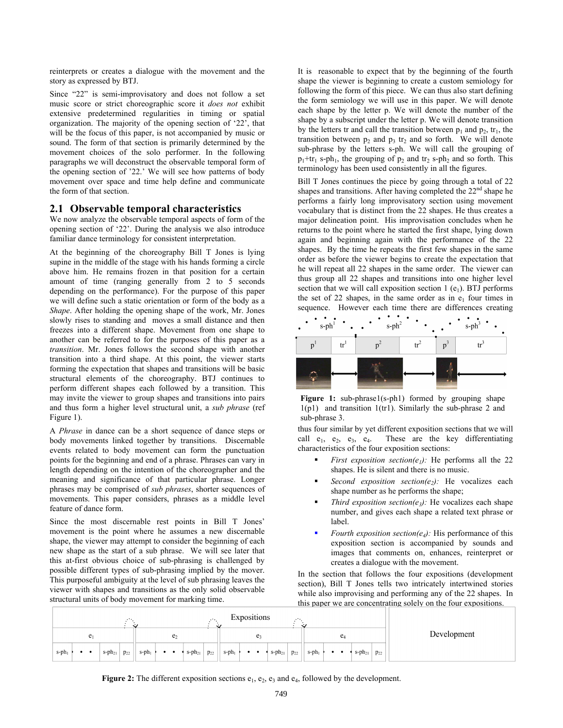reinterprets or creates a dialogue with the movement and the story as expressed by BTJ.

Since "22" is semi-improvisatory and does not follow a set music score or strict choreographic score it *does not* exhibit extensive predetermined regularities in timing or spatial organization. The majority of the opening section of '22', that will be the focus of this paper, is not accompanied by music or sound. The form of that section is primarily determined by the movement choices of the solo performer. In the following paragraphs we will deconstruct the observable temporal form of the opening section of '22.' We will see how patterns of body movement over space and time help define and communicate the form of that section.

## 2.1 Observable temporal characteristics

We now analyze the observable temporal aspects of form of the opening section of '22'. During the analysis we also introduce familiar dance terminology for consistent interpretation.

At the beginning of the choreography Bill T Jones is lying supine in the middle of the stage with his hands forming a circle above him. He remains frozen in that position for a certain amount of time (ranging generally from 2 to 5 seconds depending on the performance). For the purpose of this paper we will define such a static orientation or form of the body as a *Shape*. After holding the opening shape of the work, Mr. Jones slowly rises to standing and moves a small distance and then freezes into a different shape. Movement from one shape to another can be referred to for the purposes of this paper as a *transition*. Mr. Jones follows the second shape with another transition into a third shape. At this point, the viewer starts forming the expectation that shapes and transitions will be basic structural elements of the choreography. BTJ continues to perform different shapes each followed by a transition. This may invite the viewer to group shapes and transitions into pairs and thus form a higher level structural unit, a *sub phrase* (ref Figure 1).

A *Phrase* in dance can be a short sequence of dance steps or body movements linked together by transitions. Discernable events related to body movement can form the punctuation points for the beginning and end of a phrase. Phrases can vary in length depending on the intention of the choreographer and the meaning and significance of that particular phrase. Longer phrases may be comprised of *sub phrases*, shorter sequences of movements. This paper considers, phrases as a middle level feature of dance form.

Since the most discernable rest points in Bill T Jones' movement is the point where he assumes a new discernable shape, the viewer may attempt to consider the beginning of each new shape as the start of a sub phrase. We will see later that this at-first obvious choice of sub-phrasing is challenged by possible different types of sub-phrasing implied by the mover. This purposeful ambiguity at the level of sub phrasing leaves the viewer with shapes and transitions as the only solid observable structural units of body movement for marking time.

It is reasonable to expect that by the beginning of the fourth shape the viewer is beginning to create a custom semiology for following the form of this piece. We can thus also start defining the form semiology we will use in this paper. We will denote each shape by the letter p. We will denote the number of the shape by a subscript under the letter p. We will denote transition by the letters tr and call the transition between $p_1$ and $p_2$, $tr_1$, the transition between $p_2$ and $p_3$ $tr_2$ and so forth. We will denote sub-phrase by the letters s-ph. We will call the grouping of $p_1$+$tr_1$ s-$ph_1$, the grouping of $p_2$ and $tr_2$ s-$ph_2$ and so forth. This terminology has been used consistently in all the figures.

Bill T Jones continues the piece by going through a total of 22 shapes and transitions. After having completed the 22nd shape he performs a fairly long improvisatory section using movement vocabulary that is distinct from the 22 shapes. He thus creates a major delineation point. His improvisation concludes when he returns to the point where he started the first shape, lying down again and beginning again with the performance of the 22 shapes. By the time he repeats the first few shapes in the same order as before the viewer begins to create the expectation that he will repeat all 22 shapes in the same order. The viewer can thus group all 22 shapes and transitions into one higher level section that we will call exposition section 1 ($e_1$). BTJ performs the set of 22 shapes, in the same order as in $e_1$ four times in sequence. However each time there are differences creating thus four similar by yet different exposition sections that we will call $e_1$, $e_2$, $e_3$, $e_4$. These are the key differentiating characteristics of the four exposition sections:

- *First exposition section($e_1$):* He performs all the 22 shapes. He is silent and there is no music.
- *Second exposition section($e_2$):* He vocalizes each shape number as he performs the shape;
- *Third exposition section($e_3$):* He vocalizes each shape number, and gives each shape a related text phrase or label.
- *Fourth exposition section($e_4$):* His performance of this exposition section is accompanied by sounds and images that comments on, enhances, reinterpret or creates a dialogue with the movement.

s-ph1 s-ph2 s-ph3
p1 tr1 p2 tr2 p3 tr3

**Figure 1:** sub-phrase1(s-ph1) formed by grouping shape 1(p1) and transition 1(tr1). Similarly the sub-phrase 2 and sub-phrase 3.

In the section that follows the four expositions (development section), Bill T Jones tells two intricately intertwined stories while also improvising and performing any of the 22 shapes. In this paper we are concentrating solely on the four expositions.

Expositions
e1 e2 e3 e4
s-ph1 • • s-ph21 p22 (repeated for each exposition)
Development

**Figure 2:** The different exposition sections $e_1$, $e_2$, $e_3$ and $e_4$, followed by the development.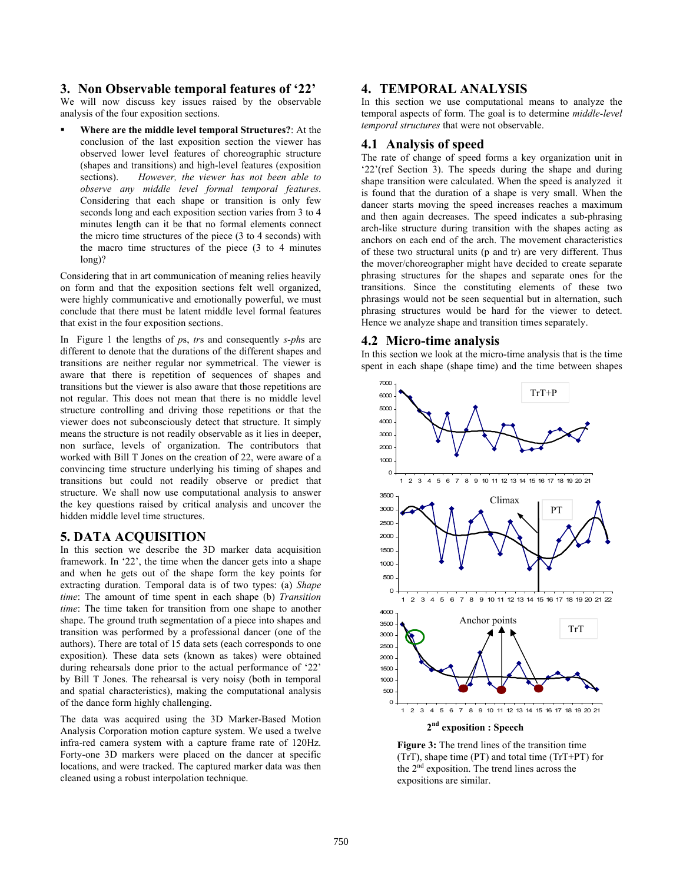## 3. Non Observable temporal features of '22'

We will now discuss key issues raised by the observable analysis of the four exposition sections.

- **Where are the middle level temporal Structures?**: At the conclusion of the last exposition section the viewer has observed lower level features of choreographic structure (shapes and transitions) and high-level features (exposition sections). *However, the viewer has not been able to observe any middle level formal temporal features*. Considering that each shape or transition is only few seconds long and each exposition section varies from 3 to 4 minutes length can it be that no formal elements connect the micro time structures of the piece (3 to 4 seconds) with the macro time structures of the piece (3 to 4 minutes long)?

Considering that in art communication of meaning relies heavily on form and that the exposition sections felt well organized, were highly communicative and emotionally powerful, we must conclude that there must be latent middle level formal features that exist in the four exposition sections.

In Figure 1 the lengths of *p*s, *tr*s and consequently *s-ph*s are different to denote that the durations of the different shapes and transitions are neither regular nor symmetrical. The viewer is aware that there is repetition of sequences of shapes and transitions but the viewer is also aware that those repetitions are not regular. This does not mean that there is no middle level structure controlling and driving those repetitions or that the viewer does not subconsciously detect that structure. It simply means the structure is not readily observable as it lies in deeper, non surface, levels of organization. The contributors that worked with Bill T Jones on the creation of 22, were aware of a convincing time structure underlying his timing of shapes and transitions but could not readily observe or predict that structure. We shall now use computational analysis to answer the key questions raised by critical analysis and uncover the hidden middle level time structures.

## 5. DATA ACQUISITION

In this section we describe the 3D marker data acquisition framework. In '22', the time when the dancer gets into a shape and when he gets out of the shape form the key points for extracting duration. Temporal data is of two types: (a) *Shape time*: The amount of time spent in each shape (b) *Transition time*: The time taken for transition from one shape to another shape. The ground truth segmentation of a piece into shapes and transition was performed by a professional dancer (one of the authors). There are total of 15 data sets (each corresponds to one exposition). These data sets (known as takes) were obtained during rehearsals done prior to the actual performance of '22' by Bill T Jones. The rehearsal is very noisy (both in temporal and spatial characteristics), making the computational analysis of the dance form highly challenging.

The data was acquired using the 3D Marker-Based Motion Analysis Corporation motion capture system. We used a twelve infra-red camera system with a capture frame rate of 120Hz. Forty-one 3D markers were placed on the dancer at specific locations, and were tracked. The captured marker data was then cleaned using a robust interpolation technique.

## 4. TEMPORAL ANALYSIS

In this section we use computational means to analyze the temporal aspects of form. The goal is to determine *middle-level temporal structures* that were not observable.

### 4.1 Analysis of speed

The rate of change of speed forms a key organization unit in '22'(ref Section 3). The speeds during the shape and during shape transition were calculated. When the speed is analyzed it is found that the duration of a shape is very small. When the dancer starts moving the speed increases reaches a maximum and then again decreases. The speed indicates a sub-phrasing arch-like structure during transition with the shapes acting as anchors on each end of the arch. The movement characteristics of these two structural units (p and tr) are very different. Thus the mover/choreographer might have decided to create separate phrasing structures for the shapes and separate ones for the transitions. Since the constituting elements of these two phrasings would not be seen sequential but in alternation, such phrasing structures would be hard for the viewer to detect. Hence we analyze shape and transition times separately.

### 4.2 Micro-time analysis

In this section we look at the micro-time analysis that is the time spent in each shape (shape time) and the time between shapes

**2nd exposition : Speech**

**Figure 3:** The trend lines of the transition time (TrT), shape time (PT) and total time (TrT+PT) for the 2nd exposition. The trend lines across the expositions are similar.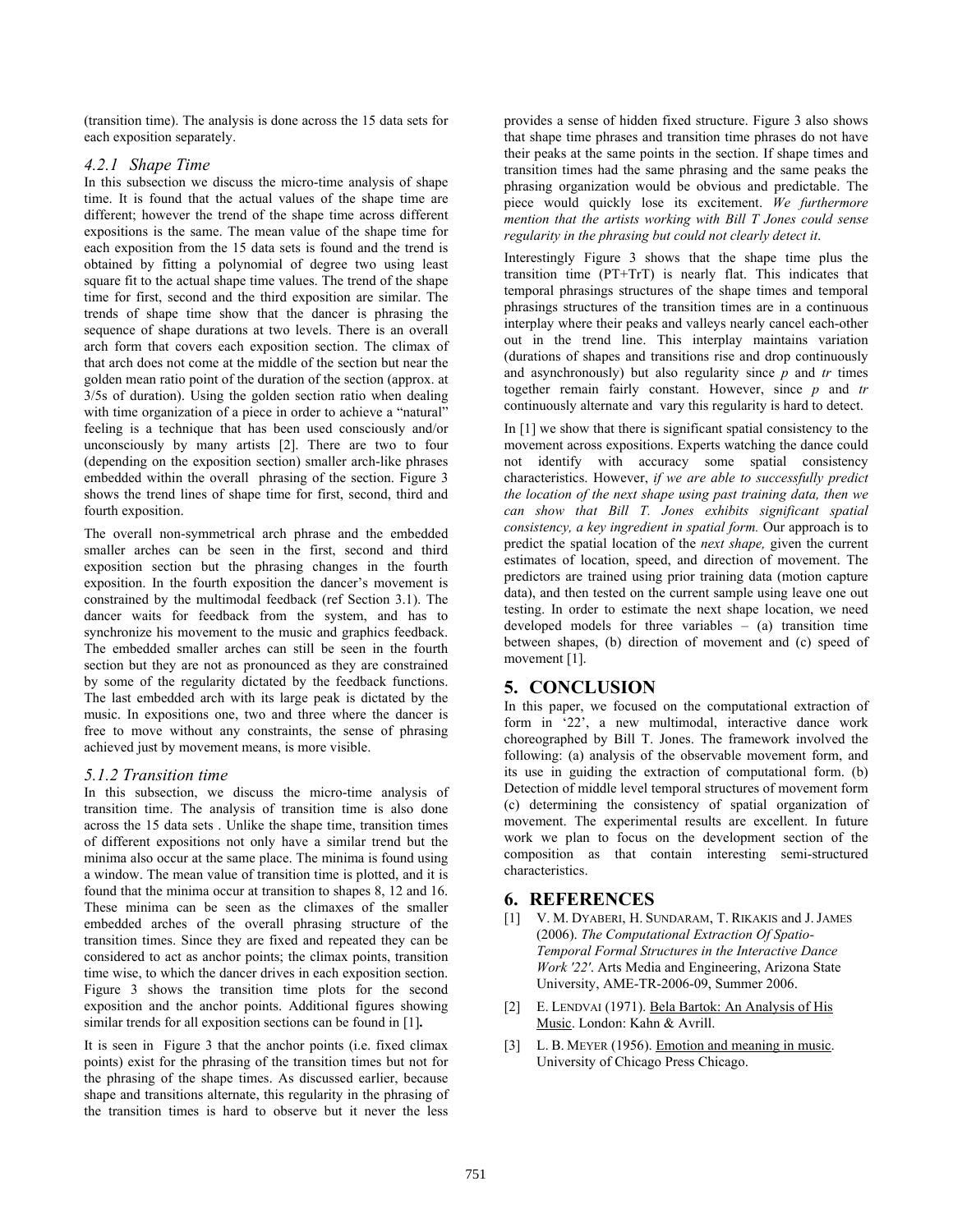(transition time). The analysis is done across the 15 data sets for each exposition separately.

### 4.2.1 Shape Time

In this subsection we discuss the micro-time analysis of shape time. It is found that the actual values of the shape time are different; however the trend of the shape time across different expositions is the same. The mean value of the shape time for each exposition from the 15 data sets is found and the trend is obtained by fitting a polynomial of degree two using least square fit to the actual shape time values. The trend of the shape time for first, second and the third exposition are similar. The trends of shape time show that the dancer is phrasing the sequence of shape durations at two levels. There is an overall arch form that covers each exposition section. The climax of that arch does not come at the middle of the section but near the golden mean ratio point of the duration of the section (approx. at 3/5s of duration). Using the golden section ratio when dealing with time organization of a piece in order to achieve a "natural" feeling is a technique that has been used consciously and/or unconsciously by many artists [2]. There are two to four (depending on the exposition section) smaller arch-like phrases embedded within the overall phrasing of the section. Figure 3 shows the trend lines of shape time for first, second, third and fourth exposition.

The overall non-symmetrical arch phrase and the embedded smaller arches can be seen in the first, second and third exposition section but the phrasing changes in the fourth exposition. In the fourth exposition the dancer's movement is constrained by the multimodal feedback (ref Section 3.1). The dancer waits for feedback from the system, and has to synchronize his movement to the music and graphics feedback. The embedded smaller arches can still be seen in the fourth section but they are not as pronounced as they are constrained by some of the regularity dictated by the feedback functions. The last embedded arch with its large peak is dictated by the music. In expositions one, two and three where the dancer is free to move without any constraints, the sense of phrasing achieved just by movement means, is more visible.

### 5.1.2 Transition time

In this subsection, we discuss the micro-time analysis of transition time. The analysis of transition time is also done across the 15 data sets . Unlike the shape time, transition times of different expositions not only have a similar trend but the minima also occur at the same place. The minima is found using a window. The mean value of transition time is plotted, and it is found that the minima occur at transition to shapes 8, 12 and 16. These minima can be seen as the climaxes of the smaller embedded arches of the overall phrasing structure of the transition times. Since they are fixed and repeated they can be considered to act as anchor points; the climax points, transition time wise, to which the dancer drives in each exposition section. Figure 3 shows the transition time plots for the second exposition and the anchor points. Additional figures showing similar trends for all exposition sections can be found in [1]**.**

It is seen in Figure 3 that the anchor points (i.e. fixed climax points) exist for the phrasing of the transition times but not for the phrasing of the shape times. As discussed earlier, because shape and transitions alternate, this regularity in the phrasing of the transition times is hard to observe but it never the less provides a sense of hidden fixed structure. Figure 3 also shows that shape time phrases and transition time phrases do not have their peaks at the same points in the section. If shape times and transition times had the same phrasing and the same peaks the phrasing organization would be obvious and predictable. The piece would quickly lose its excitement. *We furthermore mention that the artists working with Bill T Jones could sense regularity in the phrasing but could not clearly detect it*.

Interestingly Figure 3 shows that the shape time plus the transition time (PT+TrT) is nearly flat. This indicates that temporal phrasings structures of the shape times and temporal phrasings structures of the transition times are in a continuous interplay where their peaks and valleys nearly cancel each-other out in the trend line. This interplay maintains variation (durations of shapes and transitions rise and drop continuously and asynchronously) but also regularity since $p$ and $tr$ times together remain fairly constant. However, since $p$ and $tr$ continuously alternate and vary this regularity is hard to detect.

In [1] we show that there is significant spatial consistency to the movement across expositions. Experts watching the dance could not identify with accuracy some spatial consistency characteristics. However, *if we are able to successfully predict the location of the next shape using past training data, then we can show that Bill T. Jones exhibits significant spatial consistency, a key ingredient in spatial form.* Our approach is to predict the spatial location of the *next shape,* given the current estimates of location, speed, and direction of movement. The predictors are trained using prior training data (motion capture data), and then tested on the current sample using leave one out testing. In order to estimate the next shape location, we need developed models for three variables – (a) transition time between shapes, (b) direction of movement and (c) speed of movement [1].

## 5. CONCLUSION

In this paper, we focused on the computational extraction of form in '22', a new multimodal, interactive dance work choreographed by Bill T. Jones. The framework involved the following: (a) analysis of the observable movement form, and its use in guiding the extraction of computational form. (b) Detection of middle level temporal structures of movement form (c) determining the consistency of spatial organization of movement. The experimental results are excellent. In future work we plan to focus on the development section of the composition as that contain interesting semi-structured characteristics.

## 6. REFERENCES

[1] V. M. DYABERI, H. SUNDARAM, T. RIKAKIS and J. JAMES (2006). *The Computational Extraction Of Spatio-Temporal Formal Structures in the Interactive Dance Work '22'.* Arts Media and Engineering, Arizona State University, AME-TR-2006-09, Summer 2006.

[2] E. LENDVAI (1971). Bela Bartok: An Analysis of His Music. London: Kahn & Avrill.

[3] L. B. MEYER (1956). Emotion and meaning in music. University of Chicago Press Chicago.